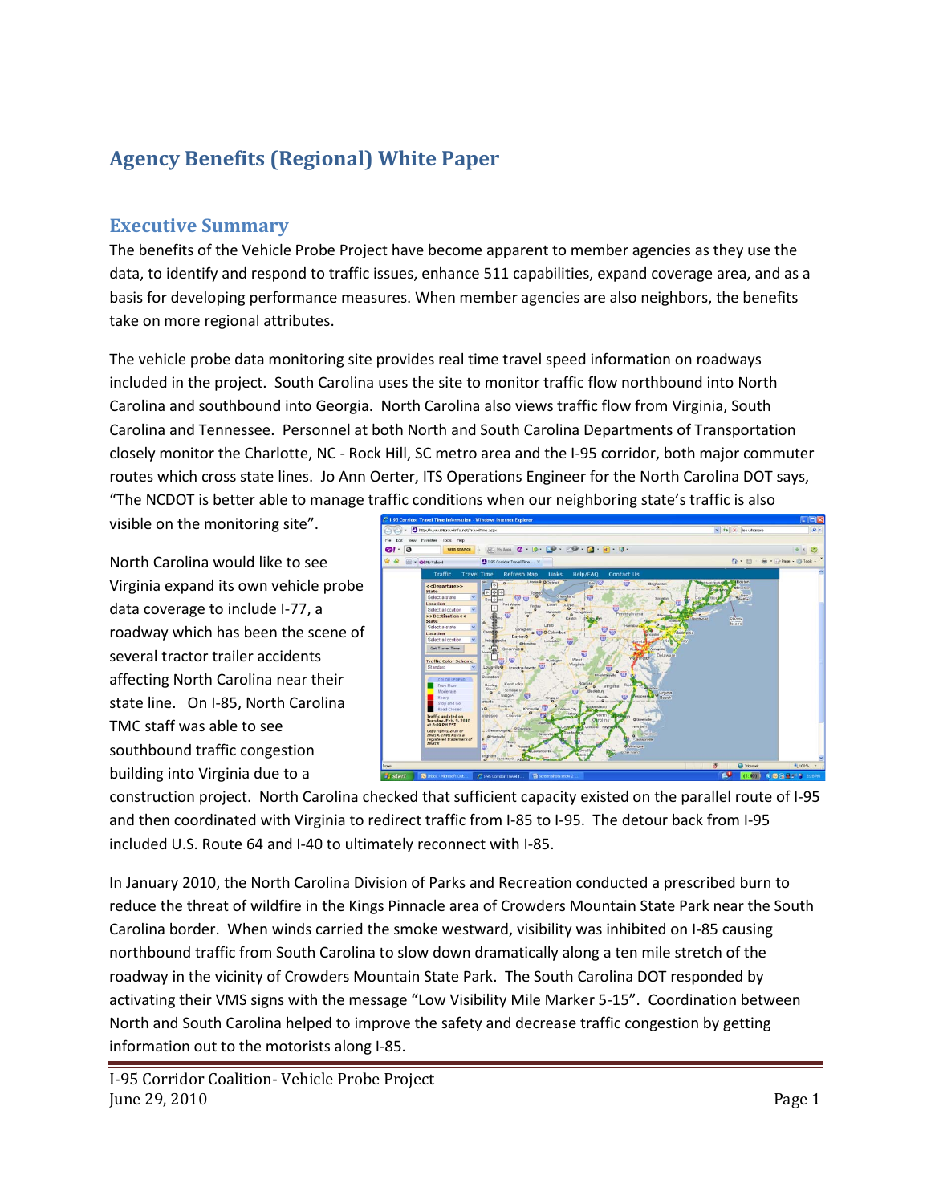# Agency Benefits (Regional) White Paper

## Executive Summary

The benefits of the Vehicle Probe Project have become apparent to member agencies as they use the data, to identify and respond to traffic issues, enhance 511 capabilities, expand coverage area, and as a basis for developing performance measures. When member agencies are also neighbors, the benefits take on more regional attributes.

The vehicle probe data monitoring site provides real time travel speed information on roadways included in the project. South Carolina uses the site to monitor traffic flow northbound into North Carolina and southbound into Georgia. North Carolina also views traffic flow from Virginia, South Carolina and Tennessee. Personnel at both North and South Carolina Departments of Transportation closely monitor the Charlotte, NC - Rock Hill, SC metro area and the I-95 corridor, both major commuter routes which cross state lines. Jo Ann Oerter, ITS Operations Engineer for the North Carolina DOT says, "The NCDOT is better able to manage traffic conditions when our neighboring state's traffic is also visible on the monitoring site".

North Carolina would like to see Virginia expand its own vehicle probe data coverage to include I-77, a roadway which has been the scene of several tractor trailer accidents affecting North Carolina near their state line. On I-85, North Carolina TMC staff was able to see southbound traffic congestion building into Virginia due to a construction project. North Carolina checked that sufficient capacity existed on the parallel route of I-95 and then coordinated with Virginia to redirect traffic from I-85 to I-95. The detour back from I-95 included U.S. Route 64 and I-40 to ultimately reconnect with I-85.

In January 2010, the North Carolina Division of Parks and Recreation conducted a prescribed burn to reduce the threat of wildfire in the Kings Pinnacle area of Crowders Mountain State Park near the South Carolina border. When winds carried the smoke westward, visibility was inhibited on I-85 causing northbound traffic from South Carolina to slow down dramatically along a ten mile stretch of the roadway in the vicinity of Crowders Mountain State Park. The South Carolina DOT responded by activating their VMS signs with the message "Low Visibility Mile Marker 5-15". Coordination between North and South Carolina helped to improve the safety and decrease traffic congestion by getting information out to the motorists along I-85.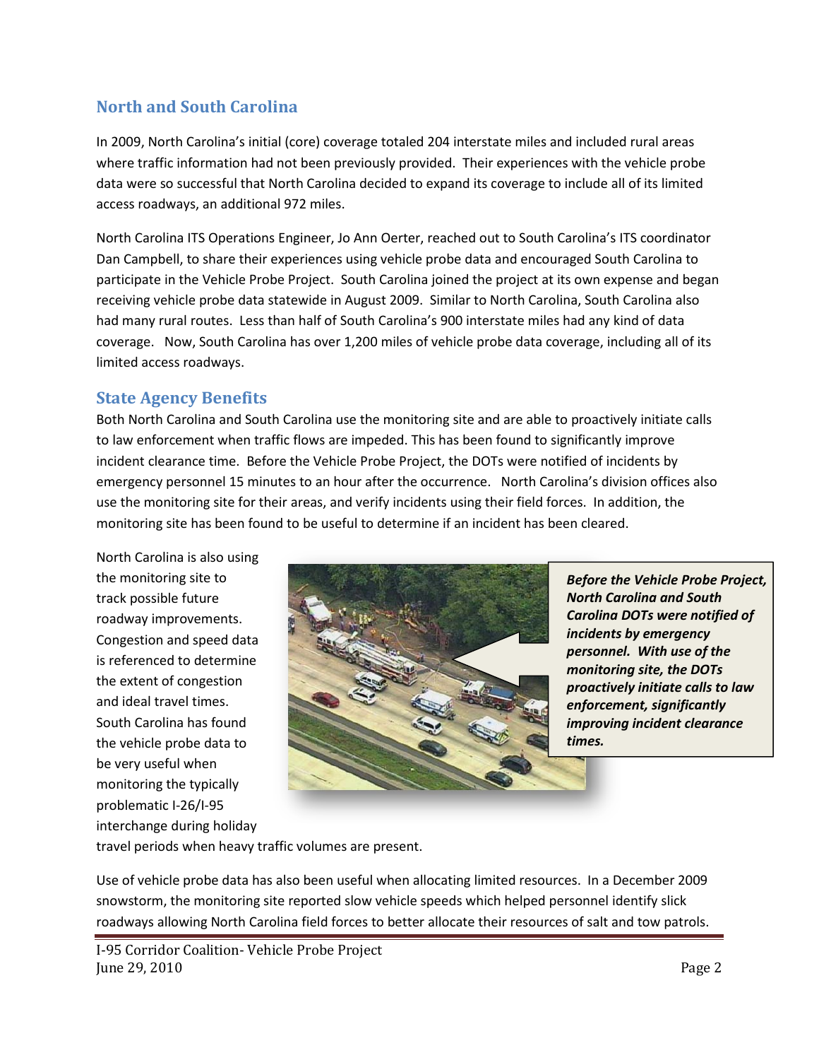## North and South Carolina

In 2009, North Carolina's initial (core) coverage totaled 204 interstate miles and included rural areas where traffic information had not been previously provided. Their experiences with the vehicle probe data were so successful that North Carolina decided to expand its coverage to include all of its limited access roadways, an additional 972 miles.

North Carolina ITS Operations Engineer, Jo Ann Oerter, reached out to South Carolina's ITS coordinator Dan Campbell, to share their experiences using vehicle probe data and encouraged South Carolina to participate in the Vehicle Probe Project. South Carolina joined the project at its own expense and began receiving vehicle probe data statewide in August 2009. Similar to North Carolina, South Carolina also had many rural routes. Less than half of South Carolina's 900 interstate miles had any kind of data coverage. Now, South Carolina has over 1,200 miles of vehicle probe data coverage, including all of its limited access roadways.

## State Agency Benefits

Both North Carolina and South Carolina use the monitoring site and are able to proactively initiate calls to law enforcement when traffic flows are impeded. This has been found to significantly improve incident clearance time. Before the Vehicle Probe Project, the DOTs were notified of incidents by emergency personnel 15 minutes to an hour after the occurrence. North Carolina's division offices also use the monitoring site for their areas, and verify incidents using their field forces. In addition, the monitoring site has been found to be useful to determine if an incident has been cleared.

North Carolina is also using the monitoring site to track possible future roadway improvements. Congestion and speed data is referenced to determine the extent of congestion and ideal travel times. South Carolina has found the vehicle probe data to be very useful when monitoring the typically problematic I-26/I-95 interchange during holiday travel periods when heavy traffic volumes are present.

***Before the Vehicle Probe Project, North Carolina and South Carolina DOTs were notified of incidents by emergency personnel. With use of the monitoring site, the DOTs proactively initiate calls to law enforcement, significantly improving incident clearance times.***

Use of vehicle probe data has also been useful when allocating limited resources. In a December 2009 snowstorm, the monitoring site reported slow vehicle speeds which helped personnel identify slick roadways allowing North Carolina field forces to better allocate their resources of salt and tow patrols.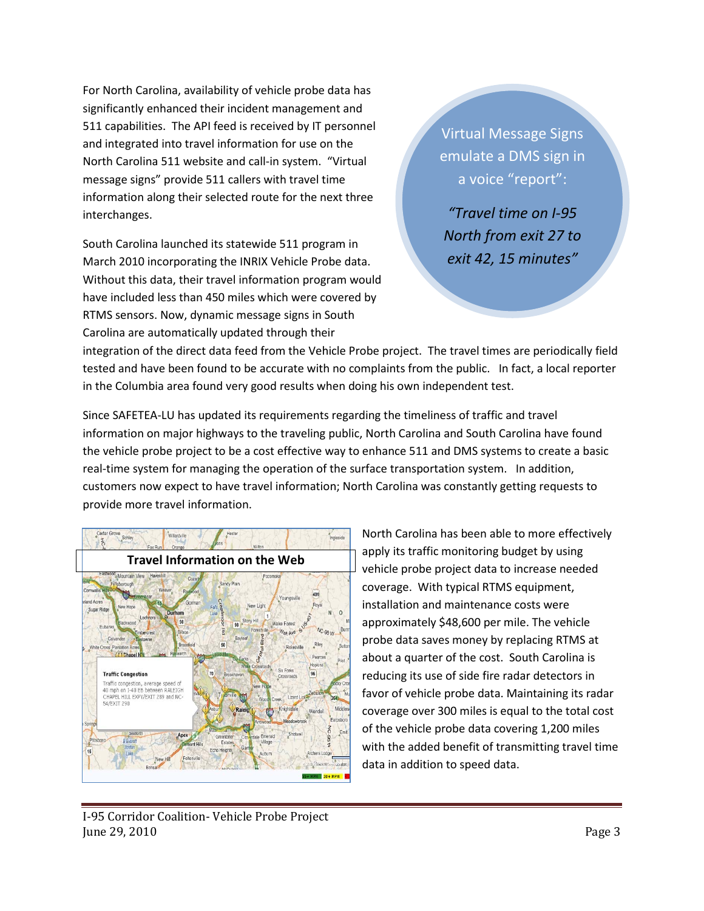For North Carolina, availability of vehicle probe data has significantly enhanced their incident management and 511 capabilities. The API feed is received by IT personnel and integrated into travel information for use on the North Carolina 511 website and call-in system. "Virtual message signs" provide 511 callers with travel time information along their selected route for the next three interchanges.

> Virtual Message Signs emulate a DMS sign in a voice "report":
>
> *"Travel time on I-95 North from exit 27 to exit 42, 15 minutes"*

South Carolina launched its statewide 511 program in March 2010 incorporating the INRIX Vehicle Probe data. Without this data, their travel information program would have included less than 450 miles which were covered by RTMS sensors. Now, dynamic message signs in South Carolina are automatically updated through their integration of the direct data feed from the Vehicle Probe project. The travel times are periodically field tested and have been found to be accurate with no complaints from the public. In fact, a local reporter in the Columbia area found very good results when doing his own independent test.

Since SAFETEA-LU has updated its requirements regarding the timeliness of traffic and travel information on major highways to the traveling public, North Carolina and South Carolina have found the vehicle probe project to be a cost effective way to enhance 511 and DMS systems to create a basic real-time system for managing the operation of the surface transportation system. In addition, customers now expect to have travel information; North Carolina was constantly getting requests to provide more travel information.

**Travel Information on the Web**

North Carolina has been able to more effectively apply its traffic monitoring budget by using vehicle probe project data to increase needed coverage. With typical RTMS equipment, installation and maintenance costs were approximately $48,600 per mile. The vehicle probe data saves money by replacing RTMS at about a quarter of the cost. South Carolina is reducing its use of side fire radar detectors in favor of vehicle probe data. Maintaining its radar coverage over 300 miles is equal to the total cost of the vehicle probe data covering 1,200 miles with the added benefit of transmitting travel time data in addition to speed data.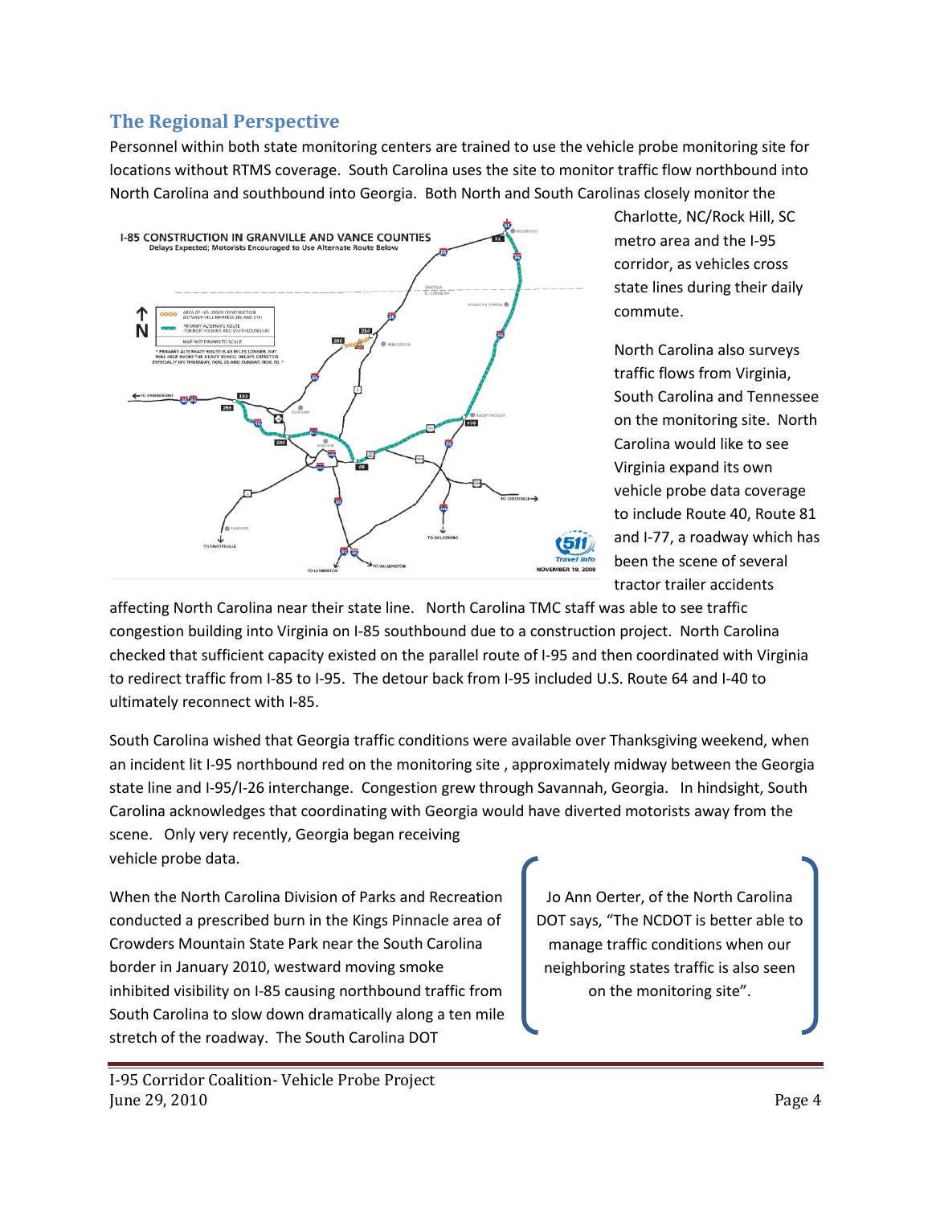## The Regional Perspective

Personnel within both state monitoring centers are trained to use the vehicle probe monitoring site for locations without RTMS coverage. South Carolina uses the site to monitor traffic flow northbound into North Carolina and southbound into Georgia. Both North and South Carolinas closely monitor the Charlotte, NC/Rock Hill, SC metro area and the I-95 corridor, as vehicles cross state lines during their daily commute.

I-85 CONSTRUCTION IN GRANVILLE AND VANCE COUNTIES

Delays Expected; Motorists Encouraged to Use Alternate Route Below

AREA OF I-85 UNDER CONSTRUCTION (BETWEEN MILE MARKERS 206 AND 214)

PRIMARY ALTERNATE ROUTE FOR NORTHBOUND AND SOUTHBOUND I-85

MAP NOT DRAWN TO SCALE

* PRIMARY ALTERNATE ROUTE IS 43 MILES LONGER, BUT WILL HELP AVOID THE HEAVY TRAVEL DELAYS EXPECTED, ESPECIALLY ON THURSDAY, NOV. 26 AND SUNDAY, NOV. 30. *

511 Travel Info

NOVEMBER 19, 2008

North Carolina also surveys traffic flows from Virginia, South Carolina and Tennessee on the monitoring site. North Carolina would like to see Virginia expand its own vehicle probe data coverage to include Route 40, Route 81 and I-77, a roadway which has been the scene of several tractor trailer accidents affecting North Carolina near their state line. North Carolina TMC staff was able to see traffic congestion building into Virginia on I-85 southbound due to a construction project. North Carolina checked that sufficient capacity existed on the parallel route of I-95 and then coordinated with Virginia to redirect traffic from I-85 to I-95. The detour back from I-95 included U.S. Route 64 and I-40 to ultimately reconnect with I-85.

South Carolina wished that Georgia traffic conditions were available over Thanksgiving weekend, when an incident lit I-95 northbound red on the monitoring site , approximately midway between the Georgia state line and I-95/I-26 interchange. Congestion grew through Savannah, Georgia. In hindsight, South Carolina acknowledges that coordinating with Georgia would have diverted motorists away from the scene. Only very recently, Georgia began receiving vehicle probe data.

> Jo Ann Oerter, of the North Carolina DOT says, "The NCDOT is better able to manage traffic conditions when our neighboring states traffic is also seen on the monitoring site".

When the North Carolina Division of Parks and Recreation conducted a prescribed burn in the Kings Pinnacle area of Crowders Mountain State Park near the South Carolina border in January 2010, westward moving smoke inhibited visibility on I-85 causing northbound traffic from South Carolina to slow down dramatically along a ten mile stretch of the roadway. The South Carolina DOT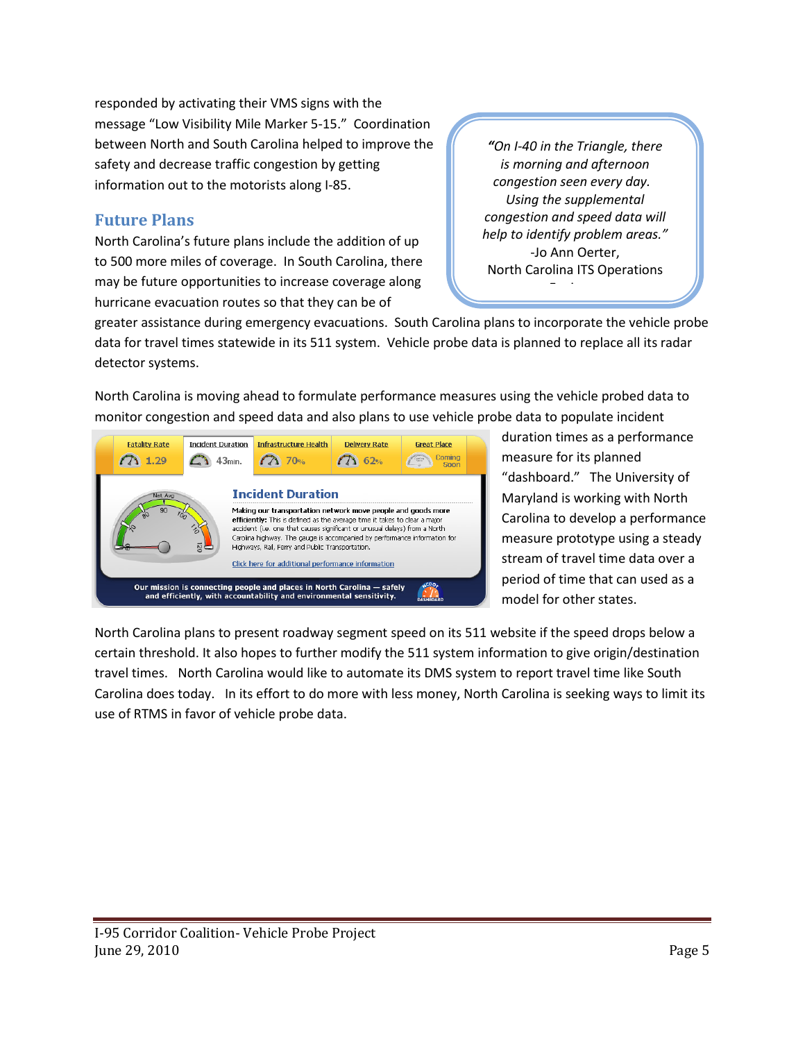responded by activating their VMS signs with the message "Low Visibility Mile Marker 5-15." Coordination between North and South Carolina helped to improve the safety and decrease traffic congestion by getting information out to the motorists along I-85.

> *"On I-40 in the Triangle, there is morning and afternoon congestion seen every day. Using the supplemental congestion and speed data will help to identify problem areas."*
>
> -Jo Ann Oerter,
> North Carolina ITS Operations

## Future Plans

North Carolina's future plans include the addition of up to 500 more miles of coverage. In South Carolina, there may be future opportunities to increase coverage along hurricane evacuation routes so that they can be of greater assistance during emergency evacuations. South Carolina plans to incorporate the vehicle probe data for travel times statewide in its 511 system. Vehicle probe data is planned to replace all its radar detector systems.

North Carolina is moving ahead to formulate performance measures using the vehicle probed data to monitor congestion and speed data and also plans to use vehicle probe data to populate incident duration times as a performance measure for its planned "dashboard." The University of Maryland is working with North Carolina to develop a performance measure prototype using a steady stream of travel time data over a period of time that can used as a model for other states.

Fatality Rate 1.29
Incident Duration 43min.
Infrastructure Health 70%
Delivery Rate 62%
Great Place Coming Soon

Nat Avg
60 70 80 90 100 110 120

**Incident Duration**

**Making our transportation network move people and goods more efficiently:** This is defined as the average time it takes to clear a major accident (i.e. one that causes significant or unusual delays) from a North Carolina highway. The gauge is accompanied by performance information for Highways, Rail, Ferry and Public Transportation.

Click here for additional performance information

**Our mission is connecting people and places in North Carolina — safely and efficiently, with accountability and environmental sensitivity.**

NCDOT DASHBOARD

North Carolina plans to present roadway segment speed on its 511 website if the speed drops below a certain threshold. It also hopes to further modify the 511 system information to give origin/destination travel times. North Carolina would like to automate its DMS system to report travel time like South Carolina does today. In its effort to do more with less money, North Carolina is seeking ways to limit its use of RTMS in favor of vehicle probe data.